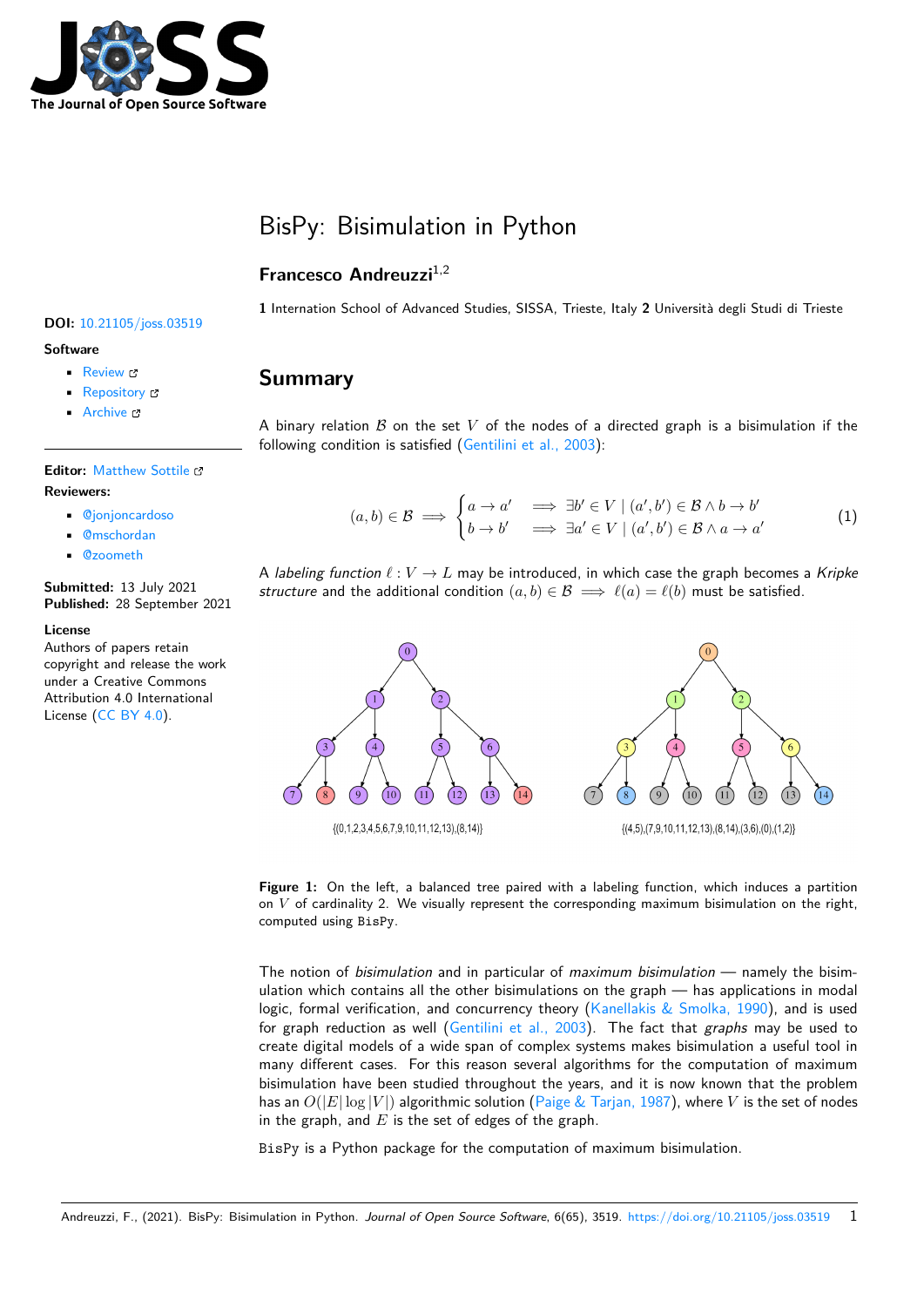# BisPy: Bisimulation in Python

**Francesco Andreuzzi**[1,2]

**1** Internation School of Advanced Studies, SISSA, Trieste, Italy **2** Università degli Studi di Trieste

**DOI:** 10.21105/joss.03519

**Software**

- Review
- Repository
- Archive

**Editor:** Matthew Sottile

**Reviewers:**

- @jonjoncardoso
- @mschordan
- @zoometh

**Submitted:** 13 July 2021
**Published:** 28 September 2021

**License**
Authors of papers retain copyright and release the work under a Creative Commons Attribution 4.0 International License (CC BY 4.0).

## Summary

A binary relation $\mathcal{B}$ on the set $V$ of the nodes of a directed graph is a bisimulation if the following condition is satisfied (Gentilini et al., 2003):

$$(a,b) \in \mathcal{B} \implies \begin{cases} a \to a' & \implies \exists b' \in V \mid (a',b') \in \mathcal{B} \land b \to b' \\ b \to b' & \implies \exists a' \in V \mid (a',b') \in \mathcal{B} \land a \to a' \end{cases} \tag{1}$$

A *labeling function* $\ell : V \to L$ may be introduced, in which case the graph becomes a *Kripke structure* and the additional condition $(a,b) \in \mathcal{B} \implies \ell(a) = \ell(b)$ must be satisfied.

{(0,1,2,3,4,5,6,7,9,10,11,12,13),(8,14)}

{(4,5),(7,9,10,11,12,13),(8,14),(3,6),(0),(1,2)}

**Figure 1:** On the left, a balanced tree paired with a labeling function, which induces a partition on $V$ of cardinality 2. We visually represent the corresponding maximum bisimulation on the right, computed using `BisPy`.

The notion of *bisimulation* and in particular of *maximum bisimulation* — namely the bisimulation which contains all the other bisimulations on the graph — has applications in modal logic, formal verification, and concurrency theory (Kanellakis & Smolka, 1990), and is used for graph reduction as well (Gentilini et al., 2003). The fact that *graphs* may be used to create digital models of a wide span of complex systems makes bisimulation a useful tool in many different cases. For this reason several algorithms for the computation of maximum bisimulation have been studied throughout the years, and it is now known that the problem has an $O(|E| \log |V|)$ algorithmic solution (Paige & Tarjan, 1987), where $V$ is the set of nodes in the graph, and $E$ is the set of edges of the graph.

`BisPy` is a Python package for the computation of maximum bisimulation.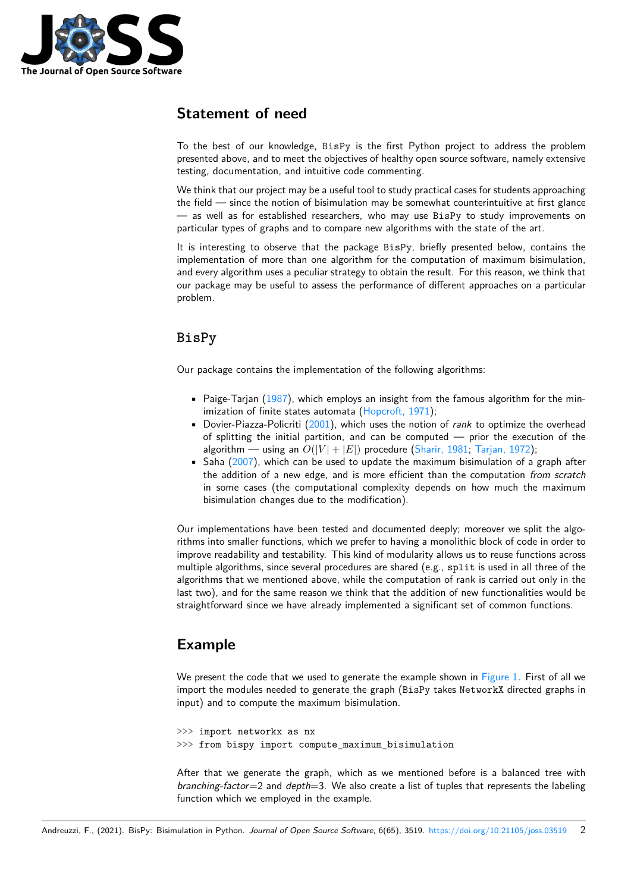## Statement of need

To the best of our knowledge, `BisPy` is the first Python project to address the problem presented above, and to meet the objectives of healthy open source software, namely extensive testing, documentation, and intuitive code commenting.

We think that our project may be a useful tool to study practical cases for students approaching the field — since the notion of bisimulation may be somewhat counterintuitive at first glance — as well as for established researchers, who may use `BisPy` to study improvements on particular types of graphs and to compare new algorithms with the state of the art.

It is interesting to observe that the package `BisPy`, briefly presented below, contains the implementation of more than one algorithm for the computation of maximum bisimulation, and every algorithm uses a peculiar strategy to obtain the result. For this reason, we think that our package may be useful to assess the performance of different approaches on a particular problem.

## `BisPy`

Our package contains the implementation of the following algorithms:

- Paige-Tarjan (1987), which employs an insight from the famous algorithm for the minimization of finite states automata (Hopcroft, 1971);
- Dovier-Piazza-Policriti (2001), which uses the notion of *rank* to optimize the overhead of splitting the initial partition, and can be computed — prior the execution of the algorithm — using an $O(|V| + |E|)$ procedure (Sharir, 1981; Tarjan, 1972);
- Saha (2007), which can be used to update the maximum bisimulation of a graph after the addition of a new edge, and is more efficient than the computation *from scratch* in some cases (the computational complexity depends on how much the maximum bisimulation changes due to the modification).

Our implementations have been tested and documented deeply; moreover we split the algorithms into smaller functions, which we prefer to having a monolithic block of code in order to improve readability and testability. This kind of modularity allows us to reuse functions across multiple algorithms, since several procedures are shared (e.g., `split` is used in all three of the algorithms that we mentioned above, while the computation of rank is carried out only in the last two), and for the same reason we think that the addition of new functionalities would be straightforward since we have already implemented a significant set of common functions.

## Example

We present the code that we used to generate the example shown in Figure 1. First of all we import the modules needed to generate the graph (`BisPy` takes `NetworkX` directed graphs in input) and to compute the maximum bisimulation.

```
>>> import networkx as nx
>>> from bispy import compute_maximum_bisimulation
```

After that we generate the graph, which as we mentioned before is a balanced tree with *branching-factor*=2 and *depth*=3. We also create a list of tuples that represents the labeling function which we employed in the example.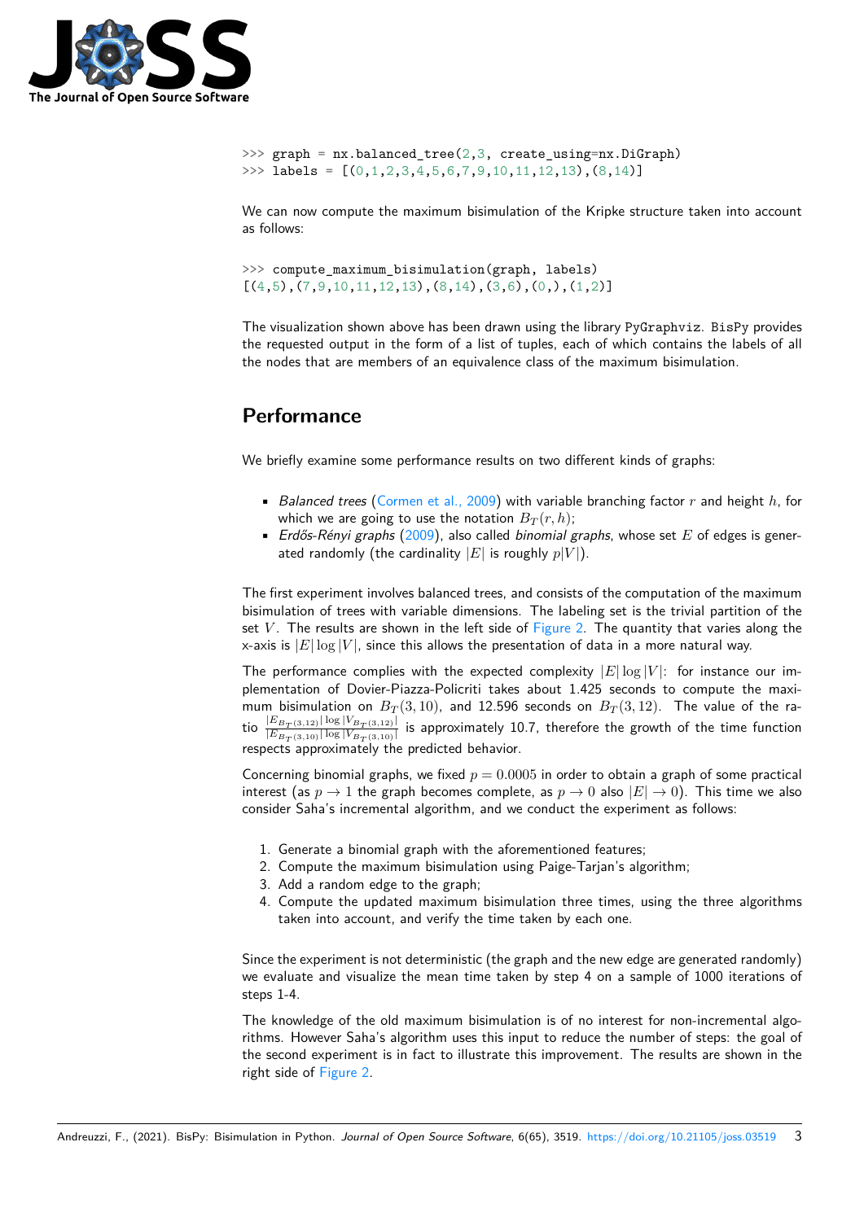```
>>> graph = nx.balanced_tree(2,3, create_using=nx.DiGraph)
>>> labels = [(0,1,2,3,4,5,6,7,9,10,11,12,13),(8,14)]
```

We can now compute the maximum bisimulation of the Kripke structure taken into account as follows:

```
>>> compute_maximum_bisimulation(graph, labels)
[(4,5),(7,9,10,11,12,13),(8,14),(3,6),(0,),(1,2)]
```

The visualization shown above has been drawn using the library `PyGraphviz`. `BisPy` provides the requested output in the form of a list of tuples, each of which contains the labels of all the nodes that are members of an equivalence class of the maximum bisimulation.

## Performance

We briefly examine some performance results on two different kinds of graphs:

- *Balanced trees* (Cormen et al., 2009) with variable branching factor $r$ and height $h$, for which we are going to use the notation $B_T(r, h)$;
- *Erdős-Rényi graphs* (2009), also called *binomial graphs*, whose set $E$ of edges is generated randomly (the cardinality $|E|$ is roughly $p|V|$).

The first experiment involves balanced trees, and consists of the computation of the maximum bisimulation of trees with variable dimensions. The labeling set is the trivial partition of the set $V$. The results are shown in the left side of Figure 2. The quantity that varies along the x-axis is $|E| \log |V|$, since this allows the presentation of data in a more natural way.

The performance complies with the expected complexity $|E| \log |V|$: for instance our implementation of Dovier-Piazza-Policriti takes about 1.425 seconds to compute the maximum bisimulation on $B_T(3, 10)$, and 12.596 seconds on $B_T(3, 12)$. The value of the ratio $\frac{|E_{B_T(3,12)}| \log |V_{B_T(3,12)}|}{|E_{B_T(3,10)}| \log |V_{B_T(3,10)}|}$ is approximately 10.7, therefore the growth of the time function respects approximately the predicted behavior.

Concerning binomial graphs, we fixed $p = 0.0005$ in order to obtain a graph of some practical interest (as $p \to 1$ the graph becomes complete, as $p \to 0$ also $|E| \to 0$). This time we also consider Saha's incremental algorithm, and we conduct the experiment as follows:

1. Generate a binomial graph with the aforementioned features;
2. Compute the maximum bisimulation using Paige-Tarjan's algorithm;
3. Add a random edge to the graph;
4. Compute the updated maximum bisimulation three times, using the three algorithms taken into account, and verify the time taken by each one.

Since the experiment is not deterministic (the graph and the new edge are generated randomly) we evaluate and visualize the mean time taken by step 4 on a sample of 1000 iterations of steps 1-4.

The knowledge of the old maximum bisimulation is of no interest for non-incremental algorithms. However Saha's algorithm uses this input to reduce the number of steps: the goal of the second experiment is in fact to illustrate this improvement. The results are shown in the right side of Figure 2.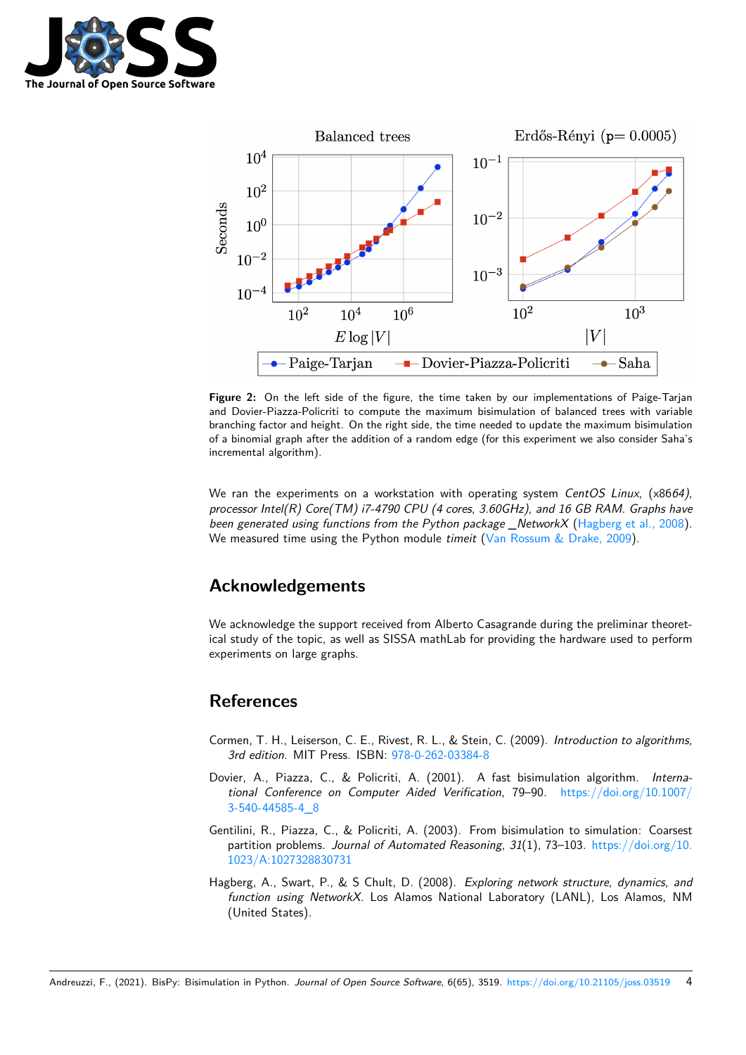**Figure 2:** On the left side of the figure, the time taken by our implementations of Paige-Tarjan and Dovier-Piazza-Policriti to compute the maximum bisimulation of balanced trees with variable branching factor and height. On the right side, the time needed to update the maximum bisimulation of a binomial graph after the addition of a random edge (for this experiment we also consider Saha's incremental algorithm).

We ran the experiments on a workstation with operating system *CentOS Linux*, (x86*64), processor Intel(R) Core(TM) i7-4790 CPU (4 cores, 3.60GHz), and 16 GB RAM. Graphs have been generated using functions from the Python package _NetworkX* (Hagberg et al., 2008). We measured time using the Python module *timeit* (Van Rossum & Drake, 2009).

## Acknowledgements

We acknowledge the support received from Alberto Casagrande during the preliminar theoretical study of the topic, as well as SISSA mathLab for providing the hardware used to perform experiments on large graphs.

## References

Cormen, T. H., Leiserson, C. E., Rivest, R. L., & Stein, C. (2009). *Introduction to algorithms, 3rd edition*. MIT Press. ISBN: 978-0-262-03384-8

Dovier, A., Piazza, C., & Policriti, A. (2001). A fast bisimulation algorithm. *International Conference on Computer Aided Verification*, 79–90. https://doi.org/10.1007/3-540-44585-4_8

Gentilini, R., Piazza, C., & Policriti, A. (2003). From bisimulation to simulation: Coarsest partition problems. *Journal of Automated Reasoning*, *31*(1), 73–103. https://doi.org/10.1023/A:1027328830731

Hagberg, A., Swart, P., & S Chult, D. (2008). *Exploring network structure, dynamics, and function using NetworkX*. Los Alamos National Laboratory (LANL), Los Alamos, NM (United States).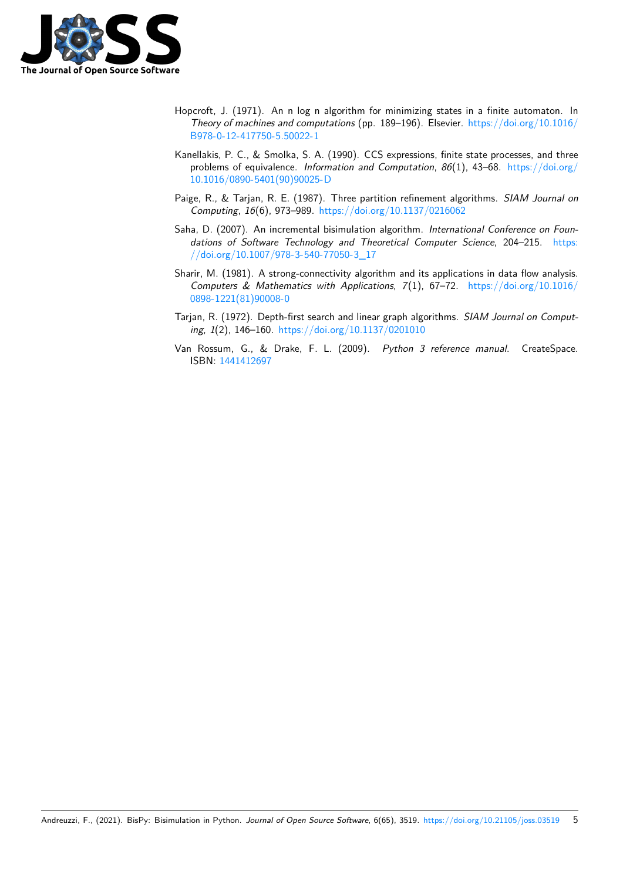Hopcroft, J. (1971). An n log n algorithm for minimizing states in a finite automaton. In *Theory of machines and computations* (pp. 189–196). Elsevier. https://doi.org/10.1016/B978-0-12-417750-5.50022-1

Kanellakis, P. C., & Smolka, S. A. (1990). CCS expressions, finite state processes, and three problems of equivalence. *Information and Computation*, *86*(1), 43–68. https://doi.org/10.1016/0890-5401(90)90025-D

Paige, R., & Tarjan, R. E. (1987). Three partition refinement algorithms. *SIAM Journal on Computing*, *16*(6), 973–989. https://doi.org/10.1137/0216062

Saha, D. (2007). An incremental bisimulation algorithm. *International Conference on Foundations of Software Technology and Theoretical Computer Science*, 204–215. https://doi.org/10.1007/978-3-540-77050-3_17

Sharir, M. (1981). A strong-connectivity algorithm and its applications in data flow analysis. *Computers & Mathematics with Applications*, *7*(1), 67–72. https://doi.org/10.1016/0898-1221(81)90008-0

Tarjan, R. (1972). Depth-first search and linear graph algorithms. *SIAM Journal on Computing*, *1*(2), 146–160. https://doi.org/10.1137/0201010

Van Rossum, G., & Drake, F. L. (2009). *Python 3 reference manual*. CreateSpace. ISBN: 1441412697